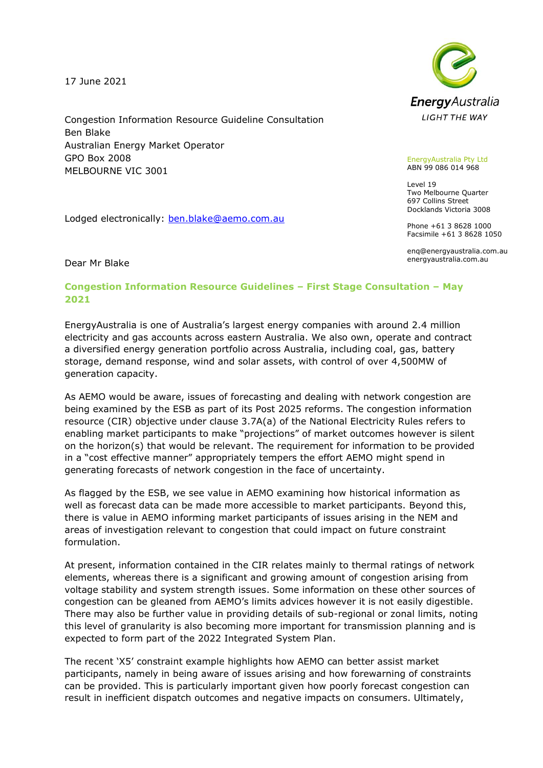17 June 2021

Congestion Information Resource Guideline Consultation
Ben Blake
Australian Energy Market Operator
GPO Box 2008
MELBOURNE VIC 3001

EnergyAustralia
LIGHT THE WAY

EnergyAustralia Pty Ltd
ABN 99 086 014 968

Level 19
Two Melbourne Quarter
697 Collins Street
Docklands Victoria 3008

Phone +61 3 8628 1000
Facsimile +61 3 8628 1050

enq@energyaustralia.com.au
energyaustralia.com.au

Lodged electronically: [ben.blake@aemo.com.au](mailto:ben.blake@aemo.com.au)

Dear Mr Blake

**Congestion Information Resource Guidelines – First Stage Consultation – May 2021**

EnergyAustralia is one of Australia's largest energy companies with around 2.4 million electricity and gas accounts across eastern Australia. We also own, operate and contract a diversified energy generation portfolio across Australia, including coal, gas, battery storage, demand response, wind and solar assets, with control of over 4,500MW of generation capacity.

As AEMO would be aware, issues of forecasting and dealing with network congestion are being examined by the ESB as part of its Post 2025 reforms. The congestion information resource (CIR) objective under clause 3.7A(a) of the National Electricity Rules refers to enabling market participants to make "projections" of market outcomes however is silent on the horizon(s) that would be relevant. The requirement for information to be provided in a "cost effective manner" appropriately tempers the effort AEMO might spend in generating forecasts of network congestion in the face of uncertainty.

As flagged by the ESB, we see value in AEMO examining how historical information as well as forecast data can be made more accessible to market participants. Beyond this, there is value in AEMO informing market participants of issues arising in the NEM and areas of investigation relevant to congestion that could impact on future constraint formulation.

At present, information contained in the CIR relates mainly to thermal ratings of network elements, whereas there is a significant and growing amount of congestion arising from voltage stability and system strength issues. Some information on these other sources of congestion can be gleaned from AEMO's limits advices however it is not easily digestible. There may also be further value in providing details of sub-regional or zonal limits, noting this level of granularity is also becoming more important for transmission planning and is expected to form part of the 2022 Integrated System Plan.

The recent 'X5' constraint example highlights how AEMO can better assist market participants, namely in being aware of issues arising and how forewarning of constraints can be provided. This is particularly important given how poorly forecast congestion can result in inefficient dispatch outcomes and negative impacts on consumers. Ultimately,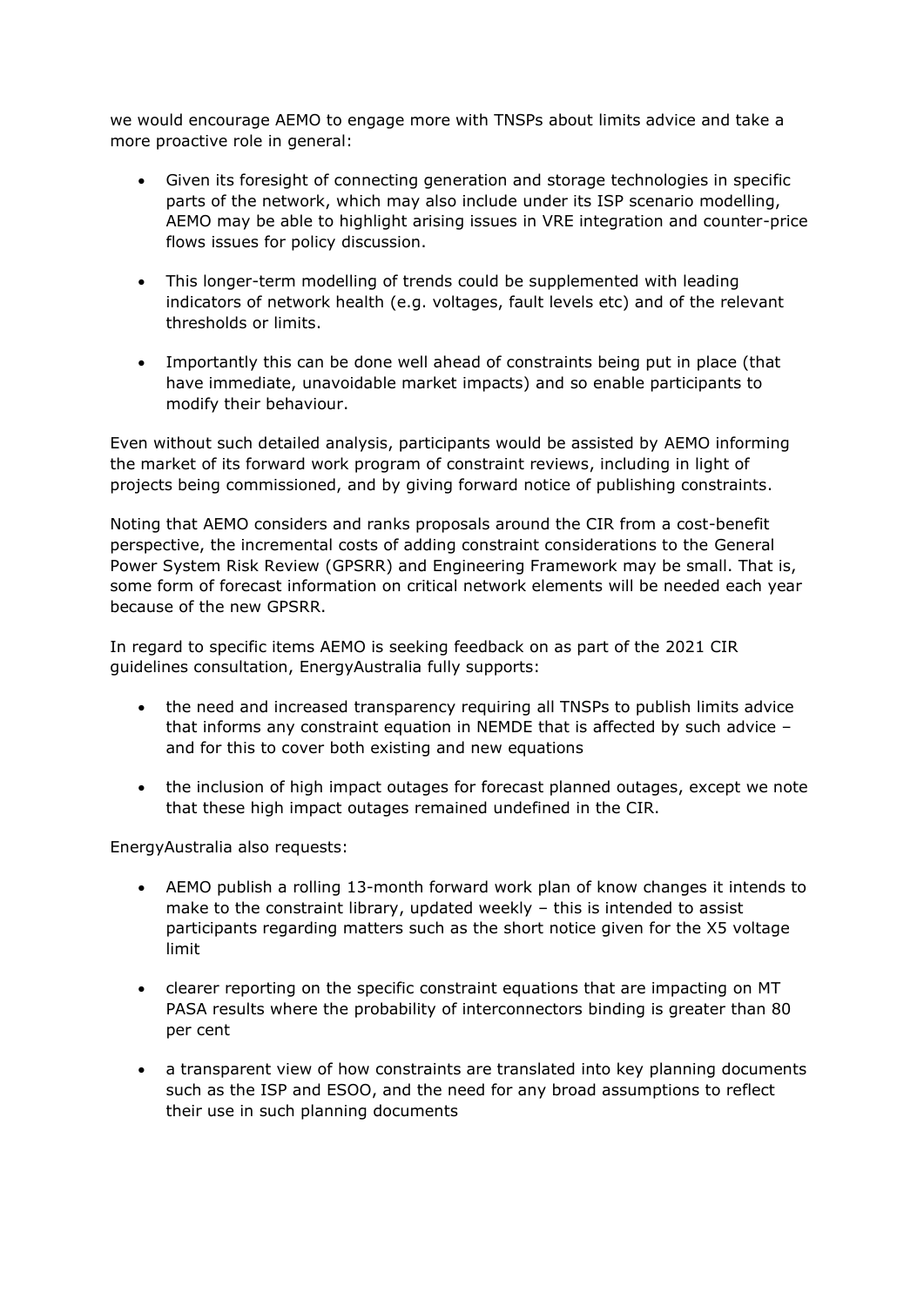we would encourage AEMO to engage more with TNSPs about limits advice and take a more proactive role in general:

- Given its foresight of connecting generation and storage technologies in specific parts of the network, which may also include under its ISP scenario modelling, AEMO may be able to highlight arising issues in VRE integration and counter-price flows issues for policy discussion.
- This longer-term modelling of trends could be supplemented with leading indicators of network health (e.g. voltages, fault levels etc) and of the relevant thresholds or limits.
- Importantly this can be done well ahead of constraints being put in place (that have immediate, unavoidable market impacts) and so enable participants to modify their behaviour.

Even without such detailed analysis, participants would be assisted by AEMO informing the market of its forward work program of constraint reviews, including in light of projects being commissioned, and by giving forward notice of publishing constraints.

Noting that AEMO considers and ranks proposals around the CIR from a cost-benefit perspective, the incremental costs of adding constraint considerations to the General Power System Risk Review (GPSRR) and Engineering Framework may be small. That is, some form of forecast information on critical network elements will be needed each year because of the new GPSRR.

In regard to specific items AEMO is seeking feedback on as part of the 2021 CIR guidelines consultation, EnergyAustralia fully supports:

- the need and increased transparency requiring all TNSPs to publish limits advice that informs any constraint equation in NEMDE that is affected by such advice – and for this to cover both existing and new equations
- the inclusion of high impact outages for forecast planned outages, except we note that these high impact outages remained undefined in the CIR.

EnergyAustralia also requests:

- AEMO publish a rolling 13-month forward work plan of know changes it intends to make to the constraint library, updated weekly – this is intended to assist participants regarding matters such as the short notice given for the X5 voltage limit
- clearer reporting on the specific constraint equations that are impacting on MT PASA results where the probability of interconnectors binding is greater than 80 per cent
- a transparent view of how constraints are translated into key planning documents such as the ISP and ESOO, and the need for any broad assumptions to reflect their use in such planning documents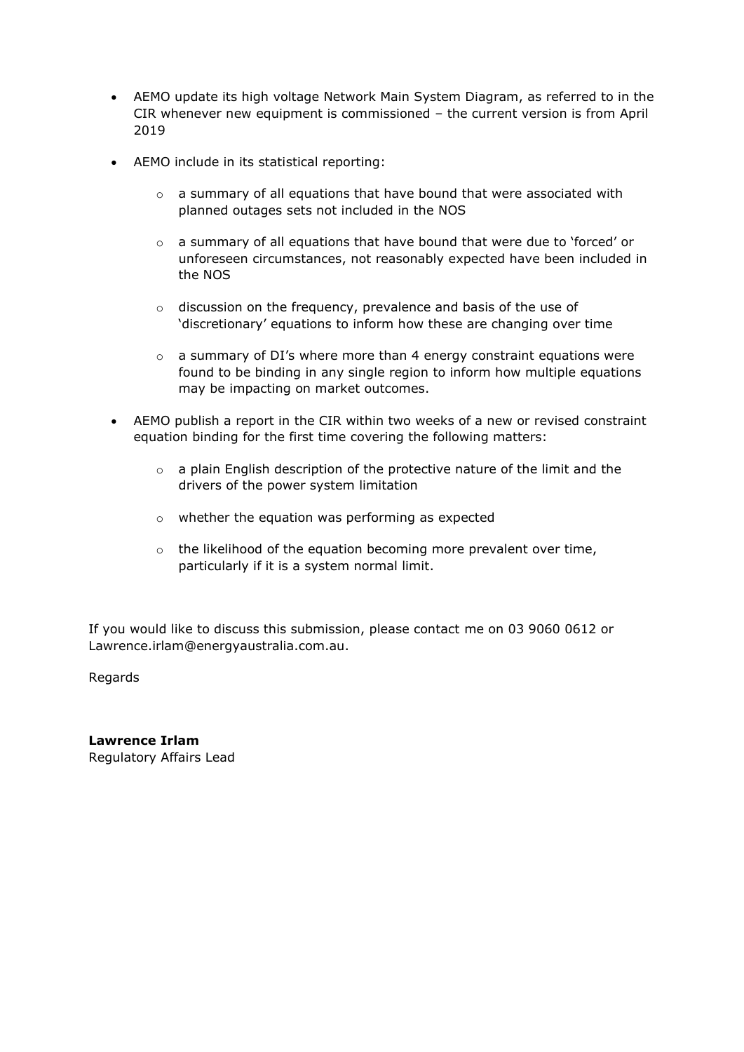- AEMO update its high voltage Network Main System Diagram, as referred to in the CIR whenever new equipment is commissioned – the current version is from April 2019
- AEMO include in its statistical reporting:
  - a summary of all equations that have bound that were associated with planned outages sets not included in the NOS
  - a summary of all equations that have bound that were due to 'forced' or unforeseen circumstances, not reasonably expected have been included in the NOS
  - discussion on the frequency, prevalence and basis of the use of 'discretionary' equations to inform how these are changing over time
  - a summary of DI's where more than 4 energy constraint equations were found to be binding in any single region to inform how multiple equations may be impacting on market outcomes.
- AEMO publish a report in the CIR within two weeks of a new or revised constraint equation binding for the first time covering the following matters:
  - a plain English description of the protective nature of the limit and the drivers of the power system limitation
  - whether the equation was performing as expected
  - the likelihood of the equation becoming more prevalent over time, particularly if it is a system normal limit.

If you would like to discuss this submission, please contact me on 03 9060 0612 or Lawrence.irlam@energyaustralia.com.au.

Regards

**Lawrence Irlam**
Regulatory Affairs Lead